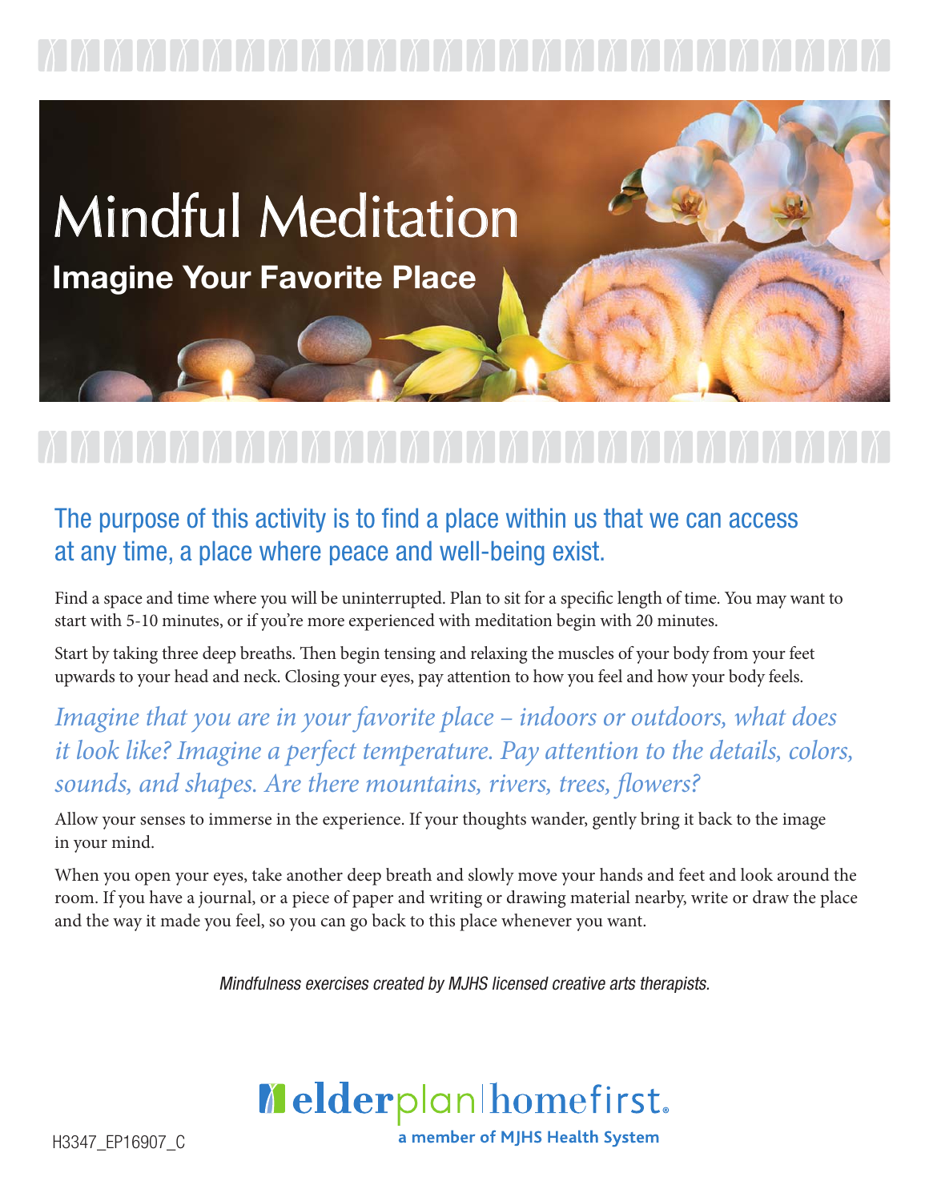# Mindful Meditation

## Imagine Your Favorite Place

The purpose of this activity is to find a place within us that we can access at any time, a place where peace and well-being exist.

Find a space and time where you will be uninterrupted. Plan to sit for a specific length of time. You may want to start with 5-10 minutes, or if you're more experienced with meditation begin with 20 minutes.

Start by taking three deep breaths. Then begin tensing and relaxing the muscles of your body from your feet upwards to your head and neck. Closing your eyes, pay attention to how you feel and how your body feels.

*Imagine that you are in your favorite place – indoors or outdoors, what does it look like? Imagine a perfect temperature. Pay attention to the details, colors, sounds, and shapes. Are there mountains, rivers, trees, flowers?*

Allow your senses to immerse in the experience. If your thoughts wander, gently bring it back to the image in your mind.

When you open your eyes, take another deep breath and slowly move your hands and feet and look around the room. If you have a journal, or a piece of paper and writing or drawing material nearby, write or draw the place and the way it made you feel, so you can go back to this place whenever you want.

*Mindfulness exercises created by MJHS licensed creative arts therapists.*

elderplan | homefirst.
a member of MJHS Health System

H3347_EP16907_C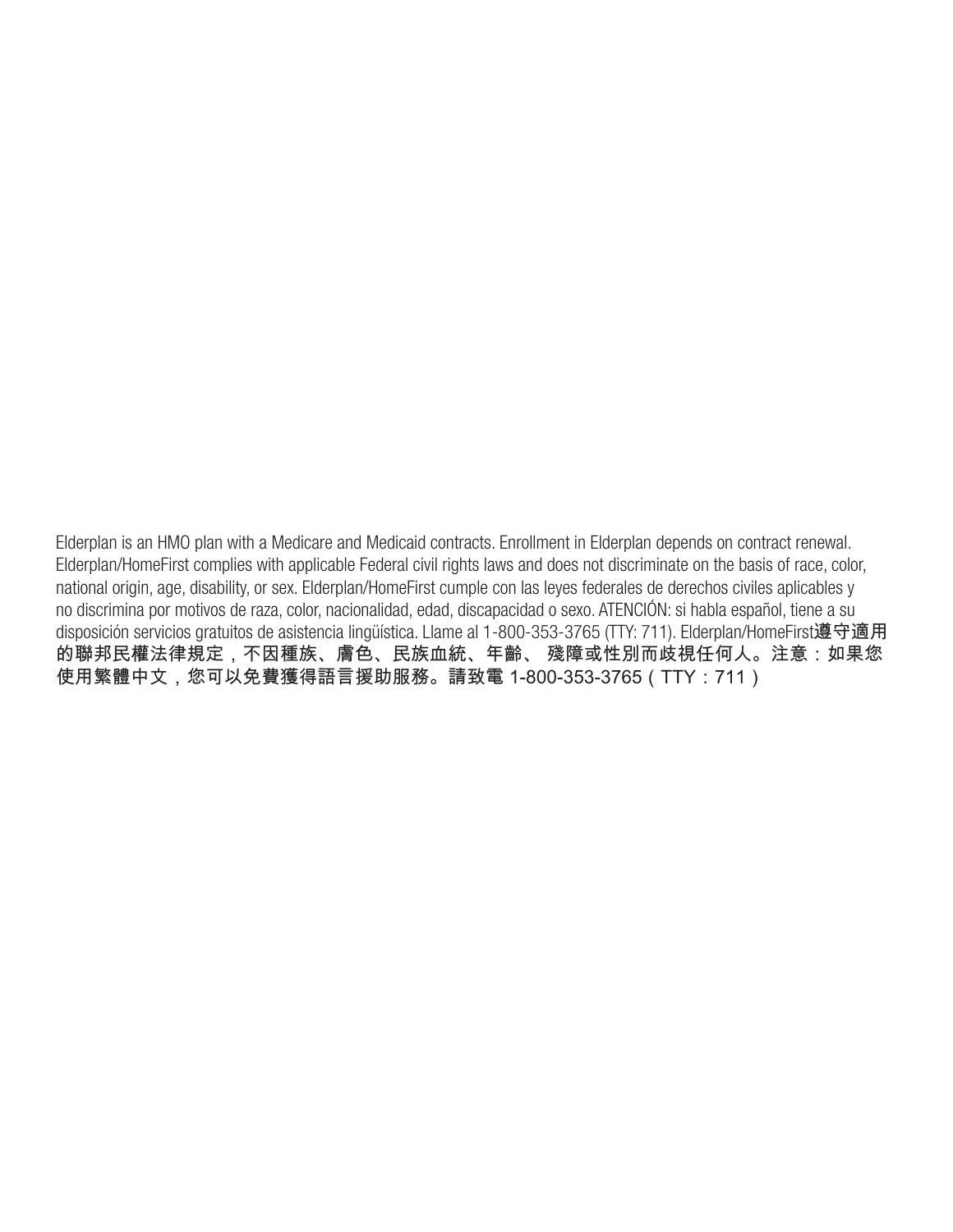Elderplan is an HMO plan with a Medicare and Medicaid contracts. Enrollment in Elderplan depends on contract renewal. Elderplan/HomeFirst complies with applicable Federal civil rights laws and does not discriminate on the basis of race, color, national origin, age, disability, or sex. Elderplan/HomeFirst cumple con las leyes federales de derechos civiles aplicables y no discrimina por motivos de raza, color, nacionalidad, edad, discapacidad o sexo. ATENCIÓN: si habla español, tiene a su disposición servicios gratuitos de asistencia lingüística. Llame al 1-800-353-3765 (TTY: 711). Elderplan/HomeFirst遵守適用的聯邦民權法律規定，不因種族、膚色、民族血統、年齡、 殘障或性別而歧視任何人。注意：如果您使用繁體中文，您可以免費獲得語言援助服務。請致電 1-800-353-3765（TTY：711）